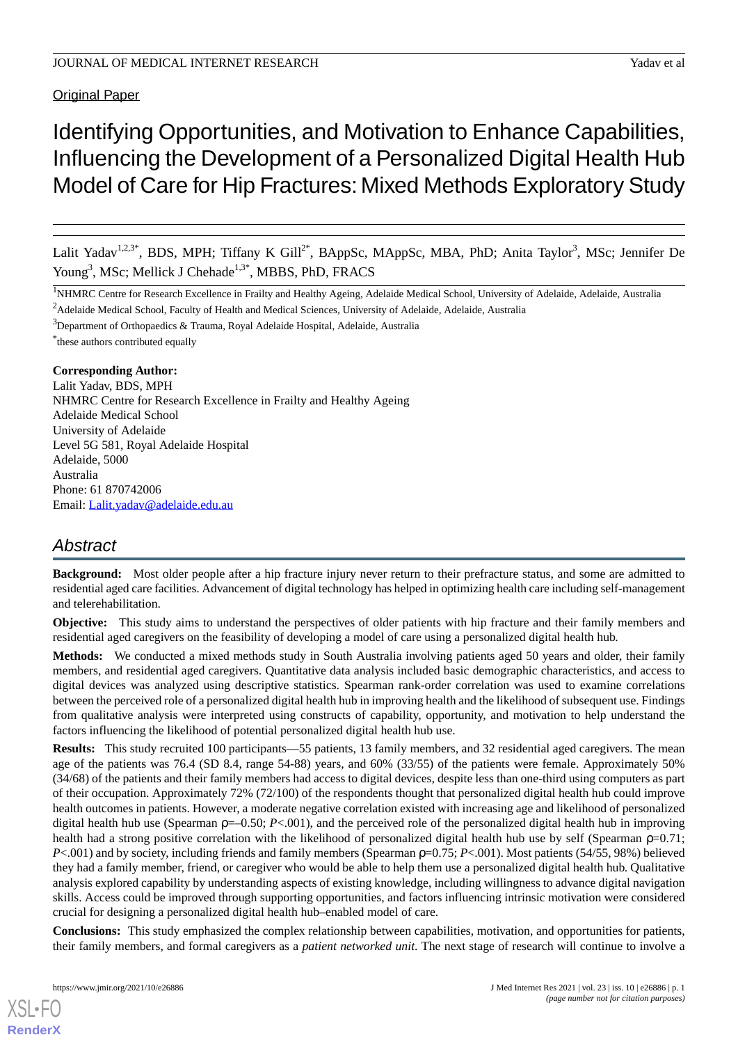Original Paper

# Identifying Opportunities, and Motivation to Enhance Capabilities, Influencing the Development of a Personalized Digital Health Hub Model of Care for Hip Fractures: Mixed Methods Exploratory Study

Lalit Yadav[1,2,3*], BDS, MPH; Tiffany K Gill[2*], BAppSc, MAppSc, MBA, PhD; Anita Taylor[3], MSc; Jennifer De Young[3], MSc; Mellick J Chehade[1,3*], MBBS, PhD, FRACS

[1]NHMRC Centre for Research Excellence in Frailty and Healthy Ageing, Adelaide Medical School, University of Adelaide, Adelaide, Australia

[2]Adelaide Medical School, Faculty of Health and Medical Sciences, University of Adelaide, Adelaide, Australia

[3]Department of Orthopaedics & Trauma, Royal Adelaide Hospital, Adelaide, Australia

*these authors contributed equally

**Corresponding Author:**
Lalit Yadav, BDS, MPH
NHMRC Centre for Research Excellence in Frailty and Healthy Ageing
Adelaide Medical School
University of Adelaide
Level 5G 581, Royal Adelaide Hospital
Adelaide, 5000
Australia
Phone: 61 870742006
Email: Lalit.yadav@adelaide.edu.au

## Abstract

**Background:** Most older people after a hip fracture injury never return to their prefracture status, and some are admitted to residential aged care facilities. Advancement of digital technology has helped in optimizing health care including self-management and telerehabilitation.

**Objective:** This study aims to understand the perspectives of older patients with hip fracture and their family members and residential aged caregivers on the feasibility of developing a model of care using a personalized digital health hub.

**Methods:** We conducted a mixed methods study in South Australia involving patients aged 50 years and older, their family members, and residential aged caregivers. Quantitative data analysis included basic demographic characteristics, and access to digital devices was analyzed using descriptive statistics. Spearman rank-order correlation was used to examine correlations between the perceived role of a personalized digital health hub in improving health and the likelihood of subsequent use. Findings from qualitative analysis were interpreted using constructs of capability, opportunity, and motivation to help understand the factors influencing the likelihood of potential personalized digital health hub use.

**Results:** This study recruited 100 participants—55 patients, 13 family members, and 32 residential aged caregivers. The mean age of the patients was 76.4 (SD 8.4, range 54-88) years, and 60% (33/55) of the patients were female. Approximately 50% (34/68) of the patients and their family members had access to digital devices, despite less than one-third using computers as part of their occupation. Approximately 72% (72/100) of the respondents thought that personalized digital health hub could improve health outcomes in patients. However, a moderate negative correlation existed with increasing age and likelihood of personalized digital health hub use (Spearman ρ=–0.50; *P*<.001), and the perceived role of the personalized digital health hub in improving health had a strong positive correlation with the likelihood of personalized digital health hub use by self (Spearman ρ=0.71; *P*<.001) and by society, including friends and family members (Spearman ρ=0.75; *P*<.001). Most patients (54/55, 98%) believed they had a family member, friend, or caregiver who would be able to help them use a personalized digital health hub. Qualitative analysis explored capability by understanding aspects of existing knowledge, including willingness to advance digital navigation skills. Access could be improved through supporting opportunities, and factors influencing intrinsic motivation were considered crucial for designing a personalized digital health hub–enabled model of care.

**Conclusions:** This study emphasized the complex relationship between capabilities, motivation, and opportunities for patients, their family members, and formal caregivers as a *patient networked unit*. The next stage of research will continue to involve a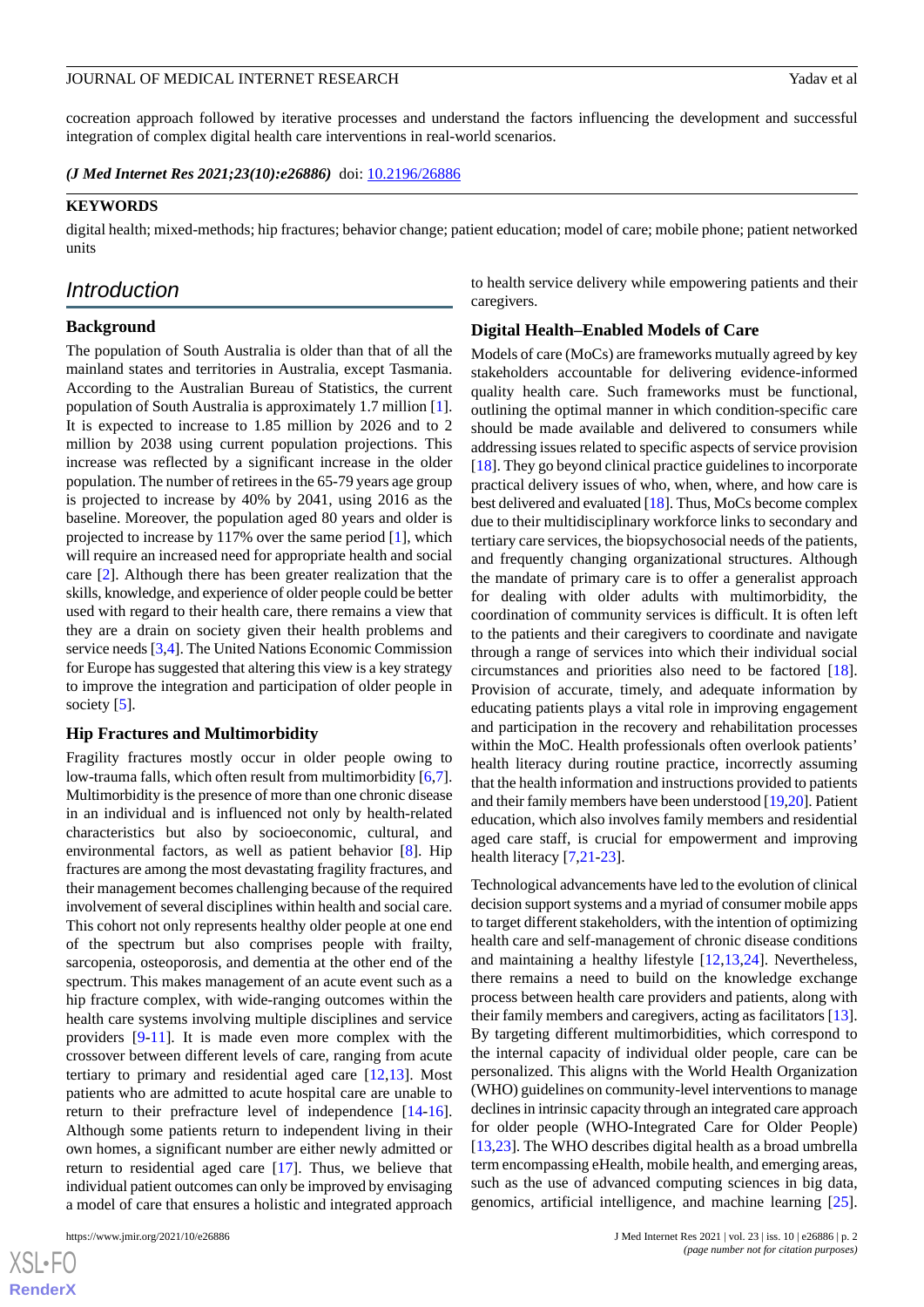cocreation approach followed by iterative processes and understand the factors influencing the development and successful integration of complex digital health care interventions in real-world scenarios.

***(J Med Internet Res 2021;23(10):e26886)*** doi: 10.2196/26886

**KEYWORDS**

digital health; mixed-methods; hip fractures; behavior change; patient education; model of care; mobile phone; patient networked units

## Introduction

### Background

The population of South Australia is older than that of all the mainland states and territories in Australia, except Tasmania. According to the Australian Bureau of Statistics, the current population of South Australia is approximately 1.7 million [1]. It is expected to increase to 1.85 million by 2026 and to 2 million by 2038 using current population projections. This increase was reflected by a significant increase in the older population. The number of retirees in the 65-79 years age group is projected to increase by 40% by 2041, using 2016 as the baseline. Moreover, the population aged 80 years and older is projected to increase by 117% over the same period [1], which will require an increased need for appropriate health and social care [2]. Although there has been greater realization that the skills, knowledge, and experience of older people could be better used with regard to their health care, there remains a view that they are a drain on society given their health problems and service needs [3,4]. The United Nations Economic Commission for Europe has suggested that altering this view is a key strategy to improve the integration and participation of older people in society [5].

### Hip Fractures and Multimorbidity

Fragility fractures mostly occur in older people owing to low-trauma falls, which often result from multimorbidity [6,7]. Multimorbidity is the presence of more than one chronic disease in an individual and is influenced not only by health-related characteristics but also by socioeconomic, cultural, and environmental factors, as well as patient behavior [8]. Hip fractures are among the most devastating fragility fractures, and their management becomes challenging because of the required involvement of several disciplines within health and social care. This cohort not only represents healthy older people at one end of the spectrum but also comprises people with frailty, sarcopenia, osteoporosis, and dementia at the other end of the spectrum. This makes management of an acute event such as a hip fracture complex, with wide-ranging outcomes within the health care systems involving multiple disciplines and service providers [9-11]. It is made even more complex with the crossover between different levels of care, ranging from acute tertiary to primary and residential aged care [12,13]. Most patients who are admitted to acute hospital care are unable to return to their prefracture level of independence [14-16]. Although some patients return to independent living in their own homes, a significant number are either newly admitted or return to residential aged care [17]. Thus, we believe that individual patient outcomes can only be improved by envisaging a model of care that ensures a holistic and integrated approach to health service delivery while empowering patients and their caregivers.

### Digital Health–Enabled Models of Care

Models of care (MoCs) are frameworks mutually agreed by key stakeholders accountable for delivering evidence-informed quality health care. Such frameworks must be functional, outlining the optimal manner in which condition-specific care should be made available and delivered to consumers while addressing issues related to specific aspects of service provision [18]. They go beyond clinical practice guidelines to incorporate practical delivery issues of who, when, where, and how care is best delivered and evaluated [18]. Thus, MoCs become complex due to their multidisciplinary workforce links to secondary and tertiary care services, the biopsychosocial needs of the patients, and frequently changing organizational structures. Although the mandate of primary care is to offer a generalist approach for dealing with older adults with multimorbidity, the coordination of community services is difficult. It is often left to the patients and their caregivers to coordinate and navigate through a range of services into which their individual social circumstances and priorities also need to be factored [18]. Provision of accurate, timely, and adequate information by educating patients plays a vital role in improving engagement and participation in the recovery and rehabilitation processes within the MoC. Health professionals often overlook patients' health literacy during routine practice, incorrectly assuming that the health information and instructions provided to patients and their family members have been understood [19,20]. Patient education, which also involves family members and residential aged care staff, is crucial for empowerment and improving health literacy [7,21-23].

Technological advancements have led to the evolution of clinical decision support systems and a myriad of consumer mobile apps to target different stakeholders, with the intention of optimizing health care and self-management of chronic disease conditions and maintaining a healthy lifestyle [12,13,24]. Nevertheless, there remains a need to build on the knowledge exchange process between health care providers and patients, along with their family members and caregivers, acting as facilitators [13]. By targeting different multimorbidities, which correspond to the internal capacity of individual older people, care can be personalized. This aligns with the World Health Organization (WHO) guidelines on community-level interventions to manage declines in intrinsic capacity through an integrated care approach for older people (WHO-Integrated Care for Older People) [13,23]. The WHO describes digital health as a broad umbrella term encompassing eHealth, mobile health, and emerging areas, such as the use of advanced computing sciences in big data, genomics, artificial intelligence, and machine learning [25].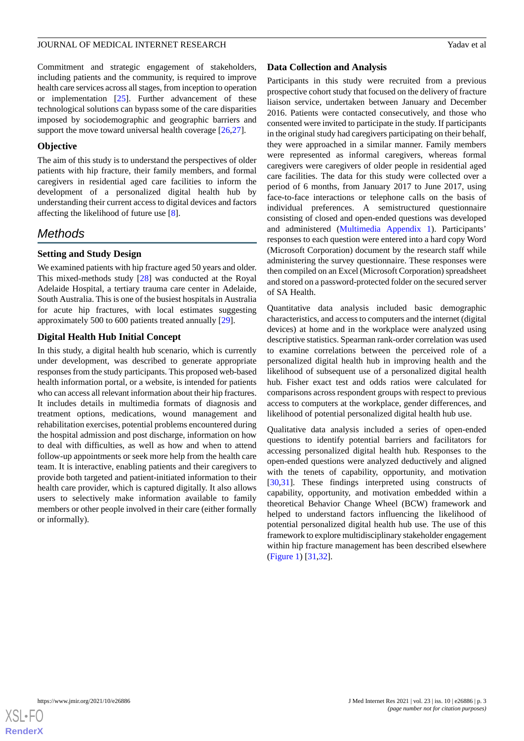Commitment and strategic engagement of stakeholders, including patients and the community, is required to improve health care services across all stages, from inception to operation or implementation [25]. Further advancement of these technological solutions can bypass some of the care disparities imposed by sociodemographic and geographic barriers and support the move toward universal health coverage [26,27].

### Objective

The aim of this study is to understand the perspectives of older patients with hip fracture, their family members, and formal caregivers in residential aged care facilities to inform the development of a personalized digital health hub by understanding their current access to digital devices and factors affecting the likelihood of future use [8].

## Methods

### Setting and Study Design

We examined patients with hip fracture aged 50 years and older. This mixed-methods study [28] was conducted at the Royal Adelaide Hospital, a tertiary trauma care center in Adelaide, South Australia. This is one of the busiest hospitals in Australia for acute hip fractures, with local estimates suggesting approximately 500 to 600 patients treated annually [29].

### Digital Health Hub Initial Concept

In this study, a digital health hub scenario, which is currently under development, was described to generate appropriate responses from the study participants. This proposed web-based health information portal, or a website, is intended for patients who can access all relevant information about their hip fractures. It includes details in multimedia formats of diagnosis and treatment options, medications, wound management and rehabilitation exercises, potential problems encountered during the hospital admission and post discharge, information on how to deal with difficulties, as well as how and when to attend follow-up appointments or seek more help from the health care team. It is interactive, enabling patients and their caregivers to provide both targeted and patient-initiated information to their health care provider, which is captured digitally. It also allows users to selectively make information available to family members or other people involved in their care (either formally or informally).

### Data Collection and Analysis

Participants in this study were recruited from a previous prospective cohort study that focused on the delivery of fracture liaison service, undertaken between January and December 2016. Patients were contacted consecutively, and those who consented were invited to participate in the study. If participants in the original study had caregivers participating on their behalf, they were approached in a similar manner. Family members were represented as informal caregivers, whereas formal caregivers were caregivers of older people in residential aged care facilities. The data for this study were collected over a period of 6 months, from January 2017 to June 2017, using face-to-face interactions or telephone calls on the basis of individual preferences. A semistructured questionnaire consisting of closed and open-ended questions was developed and administered (Multimedia Appendix 1). Participants' responses to each question were entered into a hard copy Word (Microsoft Corporation) document by the research staff while administering the survey questionnaire. These responses were then compiled on an Excel (Microsoft Corporation) spreadsheet and stored on a password-protected folder on the secured server of SA Health.

Quantitative data analysis included basic demographic characteristics, and access to computers and the internet (digital devices) at home and in the workplace were analyzed using descriptive statistics. Spearman rank-order correlation was used to examine correlations between the perceived role of a personalized digital health hub in improving health and the likelihood of subsequent use of a personalized digital health hub. Fisher exact test and odds ratios were calculated for comparisons across respondent groups with respect to previous access to computers at the workplace, gender differences, and likelihood of potential personalized digital health hub use.

Qualitative data analysis included a series of open-ended questions to identify potential barriers and facilitators for accessing personalized digital health hub. Responses to the open-ended questions were analyzed deductively and aligned with the tenets of capability, opportunity, and motivation [30,31]. These findings interpreted using constructs of capability, opportunity, and motivation embedded within a theoretical Behavior Change Wheel (BCW) framework and helped to understand factors influencing the likelihood of potential personalized digital health hub use. The use of this framework to explore multidisciplinary stakeholder engagement within hip fracture management has been described elsewhere (Figure 1) [31,32].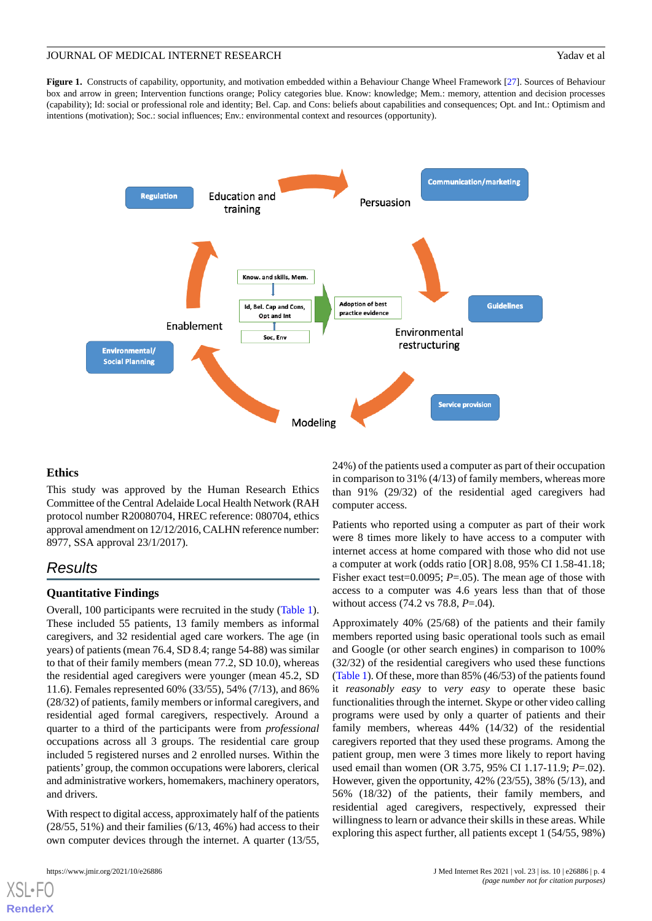**Figure 1.** Constructs of capability, opportunity, and motivation embedded within a Behaviour Change Wheel Framework [27]. Sources of Behaviour box and arrow in green; Intervention functions orange; Policy categories blue. Know: knowledge; Mem.: memory, attention and decision processes (capability); Id: social or professional role and identity; Bel. Cap. and Cons: beliefs about capabilities and consequences; Opt. and Int.: Optimism and intentions (motivation); Soc.: social influences; Env.: environmental context and resources (opportunity).

### Ethics

This study was approved by the Human Research Ethics Committee of the Central Adelaide Local Health Network (RAH protocol number R20080704, HREC reference: 080704, ethics approval amendment on 12/12/2016, CALHN reference number: 8977, SSA approval 23/1/2017).

## Results

### Quantitative Findings

Overall, 100 participants were recruited in the study (Table 1). These included 55 patients, 13 family members as informal caregivers, and 32 residential aged care workers. The age (in years) of patients (mean 76.4, SD 8.4; range 54-88) was similar to that of their family members (mean 77.2, SD 10.0), whereas the residential aged caregivers were younger (mean 45.2, SD 11.6). Females represented 60% (33/55), 54% (7/13), and 86% (28/32) of patients, family members or informal caregivers, and residential aged formal caregivers, respectively. Around a quarter to a third of the participants were from *professional* occupations across all 3 groups. The residential care group included 5 registered nurses and 2 enrolled nurses. Within the patients' group, the common occupations were laborers, clerical and administrative workers, homemakers, machinery operators, and drivers.

With respect to digital access, approximately half of the patients (28/55, 51%) and their families (6/13, 46%) had access to their own computer devices through the internet. A quarter (13/55, 24%) of the patients used a computer as part of their occupation in comparison to 31% (4/13) of family members, whereas more than 91% (29/32) of the residential aged caregivers had computer access.

Patients who reported using a computer as part of their work were 8 times more likely to have access to a computer with internet access at home compared with those who did not use a computer at work (odds ratio [OR] 8.08, 95% CI 1.58-41.18; Fisher exact test=0.0095; $P$=.05). The mean age of those with access to a computer was 4.6 years less than that of those without access (74.2 vs 78.8, $P$=.04).

Approximately 40% (25/68) of the patients and their family members reported using basic operational tools such as email and Google (or other search engines) in comparison to 100% (32/32) of the residential caregivers who used these functions (Table 1). Of these, more than 85% (46/53) of the patients found it *reasonably easy* to *very easy* to operate these basic functionalities through the internet. Skype or other video calling programs were used by only a quarter of patients and their family members, whereas 44% (14/32) of the residential caregivers reported that they used these programs. Among the patient group, men were 3 times more likely to report having used email than women (OR 3.75, 95% CI 1.17-11.9; $P$=.02). However, given the opportunity, 42% (23/55), 38% (5/13), and 56% (18/32) of the patients, their family members, and residential aged caregivers, respectively, expressed their willingness to learn or advance their skills in these areas. While exploring this aspect further, all patients except 1 (54/55, 98%)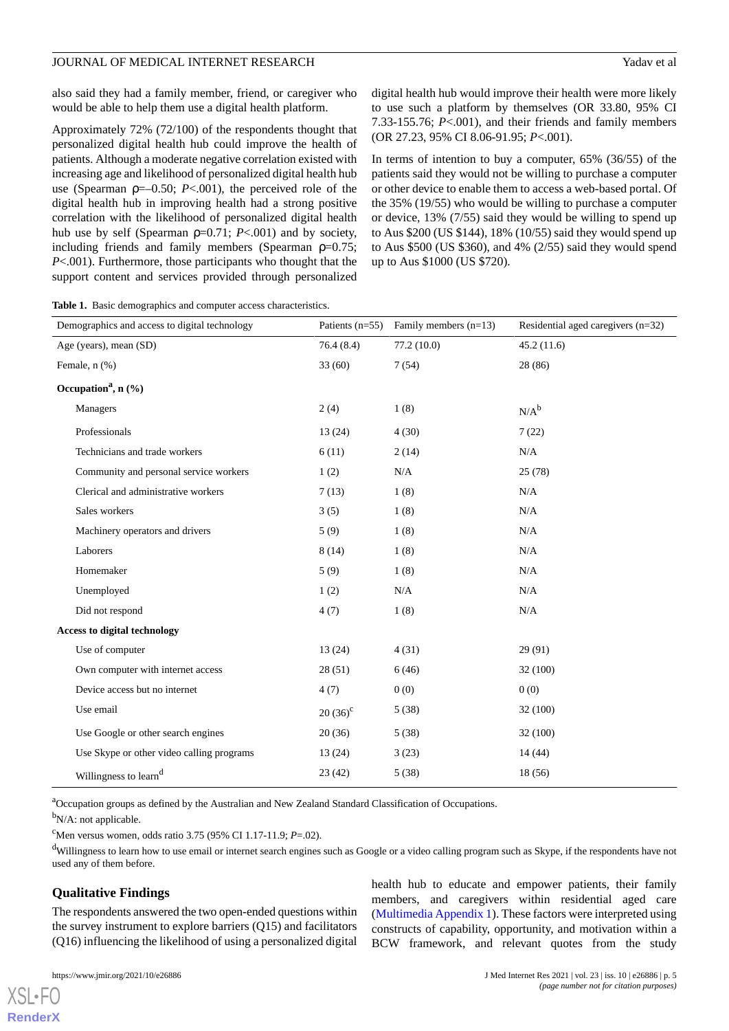also said they had a family member, friend, or caregiver who would be able to help them use a digital health platform.

Approximately 72% (72/100) of the respondents thought that personalized digital health hub could improve the health of patients. Although a moderate negative correlation existed with increasing age and likelihood of personalized digital health hub use (Spearman ρ=–0.50; *P*<.001), the perceived role of the digital health hub in improving health had a strong positive correlation with the likelihood of personalized digital health hub use by self (Spearman ρ=0.71; *P*<.001) and by society, including friends and family members (Spearman ρ=0.75; *P*<.001). Furthermore, those participants who thought that the support content and services provided through personalized digital health hub would improve their health were more likely to use such a platform by themselves (OR 33.80, 95% CI 7.33-155.76; *P*<.001), and their friends and family members (OR 27.23, 95% CI 8.06-91.95; *P*<.001).

In terms of intention to buy a computer, 65% (36/55) of the patients said they would not be willing to purchase a computer or other device to enable them to access a web-based portal. Of the 35% (19/55) who would be willing to purchase a computer or device, 13% (7/55) said they would be willing to spend up to Aus $200 (US $144), 18% (10/55) said they would spend up to Aus $500 (US $360), and 4% (2/55) said they would spend up to Aus $1000 (US $720).

**Table 1.** Basic demographics and computer access characteristics.

| Demographics and access to digital technology | Patients (n=55) | Family members (n=13) | Residential aged caregivers (n=32) |
|---|---|---|---|
| Age (years), mean (SD) | 76.4 (8.4) | 77.2 (10.0) | 45.2 (11.6) |
| Female, n (%) | 33 (60) | 7 (54) | 28 (86) |
| **Occupation[a], n (%)** | | | |
| Managers | 2 (4) | 1 (8) | N/A[b] |
| Professionals | 13 (24) | 4 (30) | 7 (22) |
| Technicians and trade workers | 6 (11) | 2 (14) | N/A |
| Community and personal service workers | 1 (2) | N/A | 25 (78) |
| Clerical and administrative workers | 7 (13) | 1 (8) | N/A |
| Sales workers | 3 (5) | 1 (8) | N/A |
| Machinery operators and drivers | 5 (9) | 1 (8) | N/A |
| Laborers | 8 (14) | 1 (8) | N/A |
| Homemaker | 5 (9) | 1 (8) | N/A |
| Unemployed | 1 (2) | N/A | N/A |
| Did not respond | 4 (7) | 1 (8) | N/A |
| **Access to digital technology** | | | |
| Use of computer | 13 (24) | 4 (31) | 29 (91) |
| Own computer with internet access | 28 (51) | 6 (46) | 32 (100) |
| Device access but no internet | 4 (7) | 0 (0) | 0 (0) |
| Use email | 20 (36)[c] | 5 (38) | 32 (100) |
| Use Google or other search engines | 20 (36) | 5 (38) | 32 (100) |
| Use Skype or other video calling programs | 13 (24) | 3 (23) | 14 (44) |
| Willingness to learn[d] | 23 (42) | 5 (38) | 18 (56) |

[a]Occupation groups as defined by the Australian and New Zealand Standard Classification of Occupations.

[b]N/A: not applicable.

[c]Men versus women, odds ratio 3.75 (95% CI 1.17-11.9; *P*=.02).

[d]Willingness to learn how to use email or internet search engines such as Google or a video calling program such as Skype, if the respondents have not used any of them before.

## Qualitative Findings

The respondents answered the two open-ended questions within the survey instrument to explore barriers (Q15) and facilitators (Q16) influencing the likelihood of using a personalized digital health hub to educate and empower patients, their family members, and caregivers within residential aged care (Multimedia Appendix 1). These factors were interpreted using constructs of capability, opportunity, and motivation within a BCW framework, and relevant quotes from the study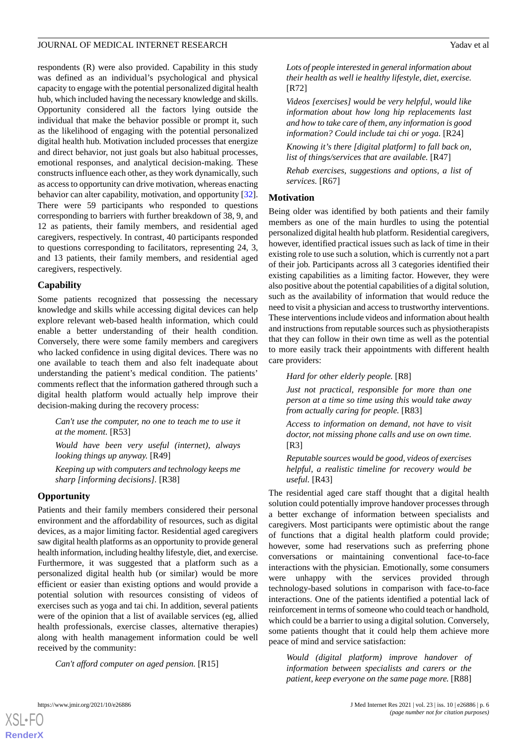respondents (R) were also provided. Capability in this study was defined as an individual's psychological and physical capacity to engage with the potential personalized digital health hub, which included having the necessary knowledge and skills. Opportunity considered all the factors lying outside the individual that make the behavior possible or prompt it, such as the likelihood of engaging with the potential personalized digital health hub. Motivation included processes that energize and direct behavior, not just goals but also habitual processes, emotional responses, and analytical decision-making. These constructs influence each other, as they work dynamically, such as access to opportunity can drive motivation, whereas enacting behavior can alter capability, motivation, and opportunity [32]. There were 59 participants who responded to questions corresponding to barriers with further breakdown of 38, 9, and 12 as patients, their family members, and residential aged caregivers, respectively. In contrast, 40 participants responded to questions corresponding to facilitators, representing 24, 3, and 13 patients, their family members, and residential aged caregivers, respectively.

### Capability

Some patients recognized that possessing the necessary knowledge and skills while accessing digital devices can help explore relevant web-based health information, which could enable a better understanding of their health condition. Conversely, there were some family members and caregivers who lacked confidence in using digital devices. There was no one available to teach them and also felt inadequate about understanding the patient's medical condition. The patients' comments reflect that the information gathered through such a digital health platform would actually help improve their decision-making during the recovery process:

> *Can't use the computer, no one to teach me to use it at the moment.* [R53]
>
> *Would have been very useful (internet), always looking things up anyway.* [R49]
>
> *Keeping up with computers and technology keeps me sharp [informing decisions].* [R38]

### Opportunity

Patients and their family members considered their personal environment and the affordability of resources, such as digital devices, as a major limiting factor. Residential aged caregivers saw digital health platforms as an opportunity to provide general health information, including healthy lifestyle, diet, and exercise. Furthermore, it was suggested that a platform such as a personalized digital health hub (or similar) would be more efficient or easier than existing options and would provide a potential solution with resources consisting of videos of exercises such as yoga and tai chi. In addition, several patients were of the opinion that a list of available services (eg, allied health professionals, exercise classes, alternative therapies) along with health management information could be well received by the community:

> *Can't afford computer on aged pension.* [R15]
>
> *Lots of people interested in general information about their health as well ie healthy lifestyle, diet, exercise.* [R72]
>
> *Videos [exercises] would be very helpful, would like information about how long hip replacements last and how to take care of them, any information is good information? Could include tai chi or yoga.* [R24]
>
> *Knowing it's there [digital platform] to fall back on, list of things/services that are available.* [R47]
>
> *Rehab exercises, suggestions and options, a list of services.* [R67]

### Motivation

Being older was identified by both patients and their family members as one of the main hurdles to using the potential personalized digital health hub platform. Residential caregivers, however, identified practical issues such as lack of time in their existing role to use such a solution, which is currently not a part of their job. Participants across all 3 categories identified their existing capabilities as a limiting factor. However, they were also positive about the potential capabilities of a digital solution, such as the availability of information that would reduce the need to visit a physician and access to trustworthy interventions. These interventions include videos and information about health and instructions from reputable sources such as physiotherapists that they can follow in their own time as well as the potential to more easily track their appointments with different health care providers:

> *Hard for other elderly people.* [R8]
>
> *Just not practical, responsible for more than one person at a time so time using this would take away from actually caring for people.* [R83]
>
> *Access to information on demand, not have to visit doctor, not missing phone calls and use on own time.* [R3]
>
> *Reputable sources would be good, videos of exercises helpful, a realistic timeline for recovery would be useful.* [R43]

The residential aged care staff thought that a digital health solution could potentially improve handover processes through a better exchange of information between specialists and caregivers. Most participants were optimistic about the range of functions that a digital health platform could provide; however, some had reservations such as preferring phone conversations or maintaining conventional face-to-face interactions with the physician. Emotionally, some consumers were unhappy with the services provided through technology-based solutions in comparison with face-to-face interactions. One of the patients identified a potential lack of reinforcement in terms of someone who could teach or handhold, which could be a barrier to using a digital solution. Conversely, some patients thought that it could help them achieve more peace of mind and service satisfaction:

> *Would (digital platform) improve handover of information between specialists and carers or the patient, keep everyone on the same page more.* [R88]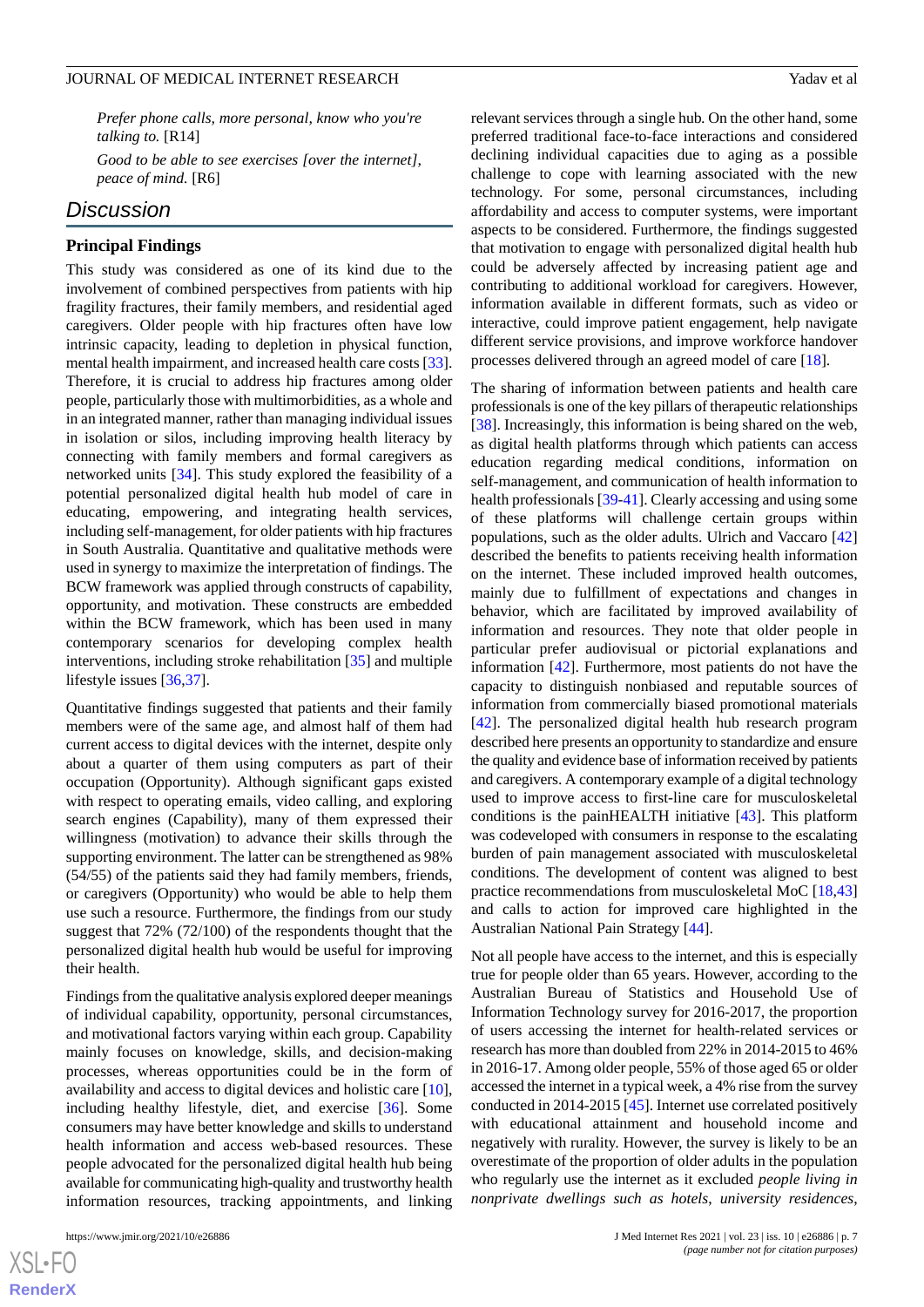*Prefer phone calls, more personal, know who you're talking to.* [R14]

*Good to be able to see exercises [over the internet], peace of mind.* [R6]

## Discussion

### Principal Findings

This study was considered as one of its kind due to the involvement of combined perspectives from patients with hip fragility fractures, their family members, and residential aged caregivers. Older people with hip fractures often have low intrinsic capacity, leading to depletion in physical function, mental health impairment, and increased health care costs [33]. Therefore, it is crucial to address hip fractures among older people, particularly those with multimorbidities, as a whole and in an integrated manner, rather than managing individual issues in isolation or silos, including improving health literacy by connecting with family members and formal caregivers as networked units [34]. This study explored the feasibility of a potential personalized digital health hub model of care in educating, empowering, and integrating health services, including self-management, for older patients with hip fractures in South Australia. Quantitative and qualitative methods were used in synergy to maximize the interpretation of findings. The BCW framework was applied through constructs of capability, opportunity, and motivation. These constructs are embedded within the BCW framework, which has been used in many contemporary scenarios for developing complex health interventions, including stroke rehabilitation [35] and multiple lifestyle issues [36,37].

Quantitative findings suggested that patients and their family members were of the same age, and almost half of them had current access to digital devices with the internet, despite only about a quarter of them using computers as part of their occupation (Opportunity). Although significant gaps existed with respect to operating emails, video calling, and exploring search engines (Capability), many of them expressed their willingness (motivation) to advance their skills through the supporting environment. The latter can be strengthened as 98% (54/55) of the patients said they had family members, friends, or caregivers (Opportunity) who would be able to help them use such a resource. Furthermore, the findings from our study suggest that 72% (72/100) of the respondents thought that the personalized digital hub would be useful for improving their health.

Findings from the qualitative analysis explored deeper meanings of individual capability, opportunity, personal circumstances, and motivational factors varying within each group. Capability mainly focuses on knowledge, skills, and decision-making processes, whereas opportunities could be in the form of availability and access to digital devices and holistic care [10], including healthy lifestyle, diet, and exercise [36]. Some consumers may have better knowledge and skills to understand health information and access web-based resources. These people advocated for the personalized digital health hub being available for communicating high-quality and trustworthy health information resources, tracking appointments, and linking relevant services through a single hub. On the other hand, some preferred traditional face-to-face interactions and considered declining individual capacities due to aging as a possible challenge to cope with learning associated with the new technology. For some, personal circumstances, including affordability and access to computer systems, were important aspects to be considered. Furthermore, the findings suggested that motivation to engage with personalized digital health hub could be adversely affected by increasing patient age and contributing to additional workload for caregivers. However, information available in different formats, such as video or interactive, could improve patient engagement, help navigate different service provisions, and improve workforce handover processes delivered through an agreed model of care [18].

The sharing of information between patients and health care professionals is one of the key pillars of therapeutic relationships [38]. Increasingly, this information is being shared on the web, as digital health platforms through which patients can access education regarding medical conditions, information on self-management, and communication of health information to health professionals [39-41]. Clearly accessing and using some of these platforms will challenge certain groups within populations, such as the older adults. Ulrich and Vaccaro [42] described the benefits to patients receiving health information on the internet. These included improved health outcomes, mainly due to fulfillment of expectations and changes in behavior, which are facilitated by improved availability of information and resources. They note that older people in particular prefer audiovisual or pictorial explanations and information [42]. Furthermore, most patients do not have the capacity to distinguish nonbiased and reputable sources of information from commercially biased promotional materials [42]. The personalized digital health hub research program described here presents an opportunity to standardize and ensure the quality and evidence base of information received by patients and caregivers. A contemporary example of a digital technology used to improve access to first-line care for musculoskeletal conditions is the painHEALTH initiative [43]. This platform was codeveloped with consumers in response to the escalating burden of pain management associated with musculoskeletal conditions. The development of content was aligned to best practice recommendations from musculoskeletal MoC [18,43] and calls to action for improved care highlighted in the Australian National Pain Strategy [44].

Not all people have access to the internet, and this is especially true for people older than 65 years. However, according to the Australian Bureau of Statistics and Household Use of Information Technology survey for 2016-2017, the proportion of users accessing the internet for health-related services or research has more than doubled from 22% in 2014-2015 to 46% in 2016-17. Among older people, 55% of those aged 65 or older accessed the internet in a typical week, a 4% rise from the survey conducted in 2014-2015 [45]. Internet use correlated positively with educational attainment and household income and negatively with rurality. However, the survey is likely to be an overestimate of the proportion of older adults in the population who regularly use the internet as it excluded *people living in nonprivate dwellings such as hotels, university residences,*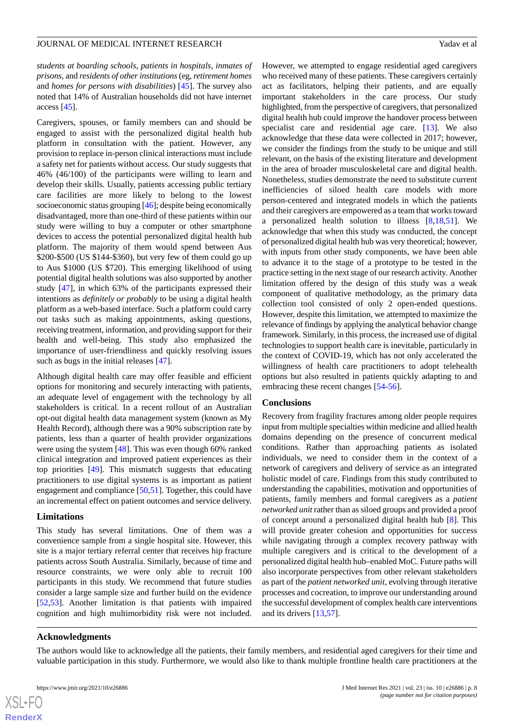*students at boarding schools*, *patients in hospitals*, *inmates of prisons*, and *residents of other institutions* (eg, *retirement homes* and *homes for persons with disabilities*) [45]. The survey also noted that 14% of Australian households did not have internet access [45].

Caregivers, spouses, or family members can and should be engaged to assist with the personalized digital health hub platform in consultation with the patient. However, any provision to replace in-person clinical interactions must include a safety net for patients without access. Our study suggests that 46% (46/100) of the participants were willing to learn and develop their skills. Usually, patients accessing public tertiary care facilities are more likely to belong to the lowest socioeconomic status grouping [46]; despite being economically disadvantaged, more than one-third of these patients within our study were willing to buy a computer or other smartphone devices to access the potential personalized digital health hub platform. The majority of them would spend between Aus $200-$500 (US $144-$360), but very few of them could go up to Aus $1000 (US $720). This emerging likelihood of using potential digital health solutions was also supported by another study [47], in which 63% of the participants expressed their intentions as *definitely or probably* to be using a digital health platform as a web-based interface. Such a platform could carry out tasks such as making appointments, asking questions, receiving treatment, information, and providing support for their health and well-being. This study also emphasized the importance of user-friendliness and quickly resolving issues such as bugs in the initial releases [47].

Although digital health care may offer feasible and efficient options for monitoring and securely interacting with patients, an adequate level of engagement with the technology by all stakeholders is critical. In a recent rollout of an Australian opt-out digital health data management system (known as My Health Record), although there was a 90% subscription rate by patients, less than a quarter of health provider organizations were using the system [48]. This was even though 60% ranked clinical integration and improved patient experiences as their top priorities [49]. This mismatch suggests that educating practitioners to use digital systems is as important as patient engagement and compliance [50,51]. Together, this could have an incremental effect on patient outcomes and service delivery.

### Limitations

This study has several limitations. One of them was a convenience sample from a single hospital site. However, this site is a major tertiary referral center that receives hip fracture patients across South Australia. Similarly, because of time and resource constraints, we were only able to recruit 100 participants in this study. We recommend that future studies consider a large sample size and further build on the evidence [52,53]. Another limitation is that patients with impaired cognition and high multimorbidity risk were not included. However, we attempted to engage residential aged caregivers who received many of these patients. These caregivers certainly act as facilitators, helping their patients, and are equally important stakeholders in the care process. Our study highlighted, from the perspective of caregivers, that personalized digital health hub could improve the handover process between specialist care and residential age care. [13]. We also acknowledge that these data were collected in 2017; however, we consider the findings from the study to be unique and still relevant, on the basis of the existing literature and development in the area of broader musculoskeletal care and digital health. Nonetheless, studies demonstrate the need to substitute current inefficiencies of siloed health care models with more person-centered and integrated models in which the patients and their caregivers are empowered as a team that works toward a personalized health solution to illness [8,18,51]. We acknowledge that when this study was conducted, the concept of personalized digital health hub was very theoretical; however, with inputs from other study components, we have been able to advance it to the stage of a prototype to be tested in the practice setting in the next stage of our research activity. Another limitation offered by the design of this study was a weak component of qualitative methodology, as the primary data collection tool consisted of only 2 open-ended questions. However, despite this limitation, we attempted to maximize the relevance of findings by applying the analytical behavior change framework. Similarly, in this process, the increased use of digital technologies to support health care is inevitable, particularly in the context of COVID-19, which has not only accelerated the willingness of health care practitioners to adopt telehealth options but also resulted in patients quickly adapting to and embracing these recent changes [54-56].

### Conclusions

Recovery from fragility fractures among older people requires input from multiple specialties within medicine and allied health domains depending on the presence of concurrent medical conditions. Rather than approaching patients as isolated individuals, we need to consider them in the context of a network of caregivers and delivery of service as an integrated holistic model of care. Findings from this study contributed to understanding the capabilities, motivation and opportunities of patients, family members and formal caregivers as a *patient networked unit* rather than as siloed groups and provided a proof of concept around a personalized digital health hub [8]. This will provide greater cohesion and opportunities for success while navigating through a complex recovery pathway with multiple caregivers and is critical to the development of a personalized digital health hub–enabled MoC. Future paths will also incorporate perspectives from other relevant stakeholders as part of the *patient networked unit*, evolving through iterative processes and cocreation, to improve our understanding around the successful development of complex health care interventions and its drivers [13,57].

## Acknowledgments

The authors would like to acknowledge all the patients, their family members, and residential aged caregivers for their time and valuable participation in this study. Furthermore, we would also like to thank multiple frontline health care practitioners at the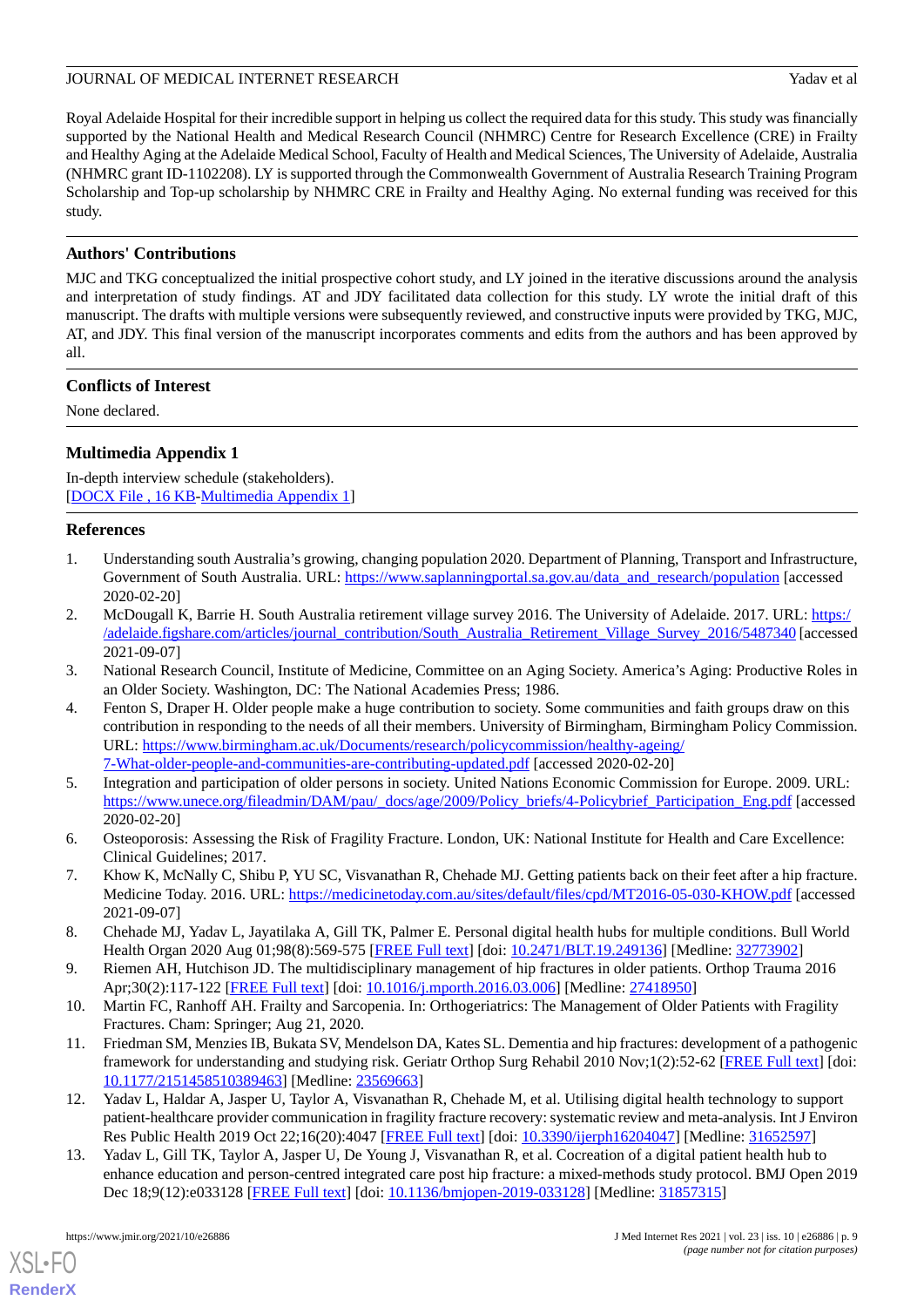Royal Adelaide Hospital for their incredible support in helping us collect the required data for this study. This study was financially supported by the National Health and Medical Research Council (NHMRC) Centre for Research Excellence (CRE) in Frailty and Healthy Aging at the Adelaide Medical School, Faculty of Health and Medical Sciences, The University of Adelaide, Australia (NHMRC grant ID-1102208). LY is supported through the Commonwealth Government of Australia Research Training Program Scholarship and Top-up scholarship by NHMRC CRE in Frailty and Healthy Aging. No external funding was received for this study.

## Authors' Contributions

MJC and TKG conceptualized the initial prospective cohort study, and LY joined in the iterative discussions around the analysis and interpretation of study findings. AT and JDY facilitated data collection for this study. LY wrote the initial draft of this manuscript. The drafts with multiple versions were subsequently reviewed, and constructive inputs were provided by TKG, MJC, AT, and JDY. This final version of the manuscript incorporates comments and edits from the authors and has been approved by all.

## Conflicts of Interest

None declared.

## Multimedia Appendix 1

In-depth interview schedule (stakeholders).
[DOCX File , 16 KB-Multimedia Appendix 1]

## References

1. Understanding south Australia's growing, changing population 2020. Department of Planning, Transport and Infrastructure, Government of South Australia. URL: https://www.saplanningportal.sa.gov.au/data_and_research/population [accessed 2020-02-20]
2. McDougall K, Barrie H. South Australia retirement village survey 2016. The University of Adelaide. 2017. URL: https://adelaide.figshare.com/articles/journal_contribution/South_Australia_Retirement_Village_Survey_2016/5487340 [accessed 2021-09-07]
3. National Research Council, Institute of Medicine, Committee on an Aging Society. America's Aging: Productive Roles in an Older Society. Washington, DC: The National Academies Press; 1986.
4. Fenton S, Draper H. Older people make a huge contribution to society. Some communities and faith groups draw on this contribution in responding to the needs of all their members. University of Birmingham, Birmingham Policy Commission. URL: https://www.birmingham.ac.uk/Documents/research/policycommission/healthy-ageing/7-What-older-people-and-communities-are-contributing-updated.pdf [accessed 2020-02-20]
5. Integration and participation of older persons in society. United Nations Economic Commission for Europe. 2009. URL: https://www.unece.org/fileadmin/DAM/pau/_docs/age/2009/Policy_briefs/4-Policybrief_Participation_Eng.pdf [accessed 2020-02-20]
6. Osteoporosis: Assessing the Risk of Fragility Fracture. London, UK: National Institute for Health and Care Excellence: Clinical Guidelines; 2017.
7. Khow K, McNally C, Shibu P, YU SC, Visvanathan R, Chehade MJ. Getting patients back on their feet after a hip fracture. Medicine Today. 2016. URL: https://medicinetoday.com.au/sites/default/files/cpd/MT2016-05-030-KHOW.pdf [accessed 2021-09-07]
8. Chehade MJ, Yadav L, Jayatilaka A, Gill TK, Palmer E. Personal digital health hubs for multiple conditions. Bull World Health Organ 2020 Aug 01;98(8):569-575 [FREE Full text] [doi: 10.2471/BLT.19.249136] [Medline: 32773902]
9. Riemen AH, Hutchison JD. The multidisciplinary management of hip fractures in older patients. Orthop Trauma 2016 Apr;30(2):117-122 [FREE Full text] [doi: 10.1016/j.mporth.2016.03.006] [Medline: 27418950]
10. Martin FC, Ranhoff AH. Frailty and Sarcopenia. In: Orthogeriatrics: The Management of Older Patients with Fragility Fractures. Cham: Springer; Aug 21, 2020.
11. Friedman SM, Menzies IB, Bukata SV, Mendelson DA, Kates SL. Dementia and hip fractures: development of a pathogenic framework for understanding and studying risk. Geriatr Orthop Surg Rehabil 2010 Nov;1(2):52-62 [FREE Full text] [doi: 10.1177/2151458510389463] [Medline: 23569663]
12. Yadav L, Haldar A, Jasper U, Taylor A, Visvanathan R, Chehade M, et al. Utilising digital health technology to support patient-healthcare provider communication in fragility fracture recovery: systematic review and meta-analysis. Int J Environ Res Public Health 2019 Oct 22;16(20):4047 [FREE Full text] [doi: 10.3390/ijerph16204047] [Medline: 31652597]
13. Yadav L, Gill TK, Taylor A, Jasper U, De Young J, Visvanathan R, et al. Cocreation of a digital patient health hub to enhance education and person-centred integrated care post hip fracture: a mixed-methods study protocol. BMJ Open 2019 Dec 18;9(12):e033128 [FREE Full text] [doi: 10.1136/bmjopen-2019-033128] [Medline: 31857315]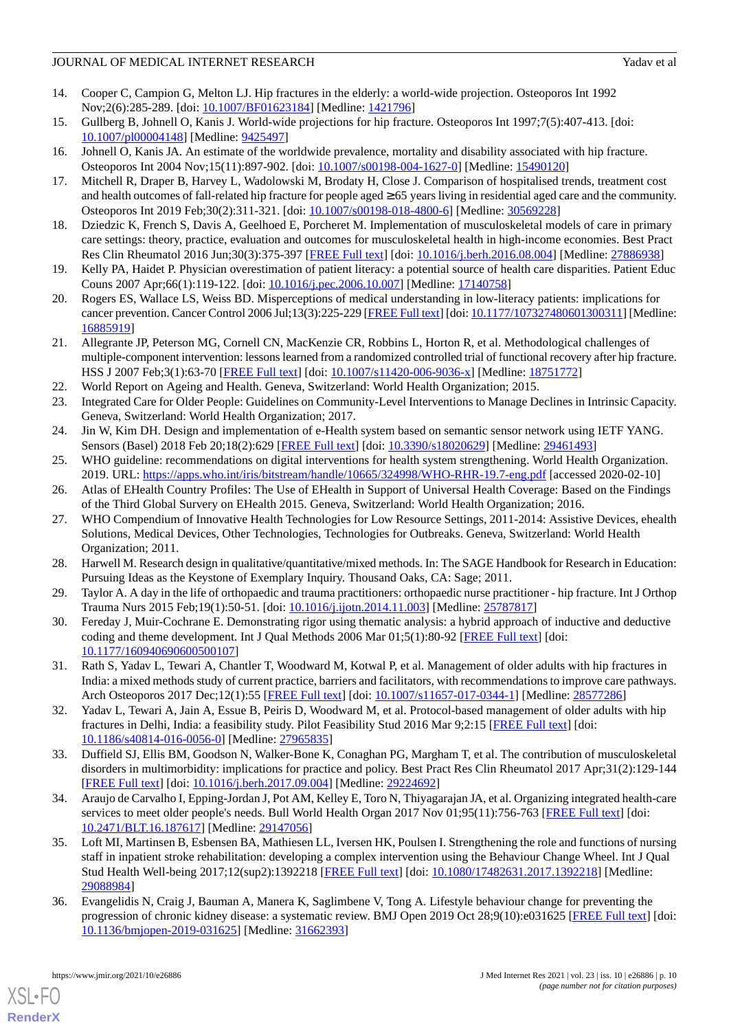14. Cooper C, Campion G, Melton LJ. Hip fractures in the elderly: a world-wide projection. Osteoporos Int 1992 Nov;2(6):285-289. [doi: 10.1007/BF01623184] [Medline: 1421796]
15. Gullberg B, Johnell O, Kanis J. World-wide projections for hip fracture. Osteoporos Int 1997;7(5):407-413. [doi: 10.1007/pl00004148] [Medline: 9425497]
16. Johnell O, Kanis JA. An estimate of the worldwide prevalence, mortality and disability associated with hip fracture. Osteoporos Int 2004 Nov;15(11):897-902. [doi: 10.1007/s00198-004-1627-0] [Medline: 15490120]
17. Mitchell R, Draper B, Harvey L, Wadolowski M, Brodaty H, Close J. Comparison of hospitalised trends, treatment cost and health outcomes of fall-related hip fracture for people aged ≥65 years living in residential aged care and the community. Osteoporos Int 2019 Feb;30(2):311-321. [doi: 10.1007/s00198-018-4800-6] [Medline: 30569228]
18. Dziedzic K, French S, Davis A, Geelhoed E, Porcheret M. Implementation of musculoskeletal models of care in primary care settings: theory, practice, evaluation and outcomes for musculoskeletal health in high-income economies. Best Pract Res Clin Rheumatol 2016 Jun;30(3):375-397 [FREE Full text] [doi: 10.1016/j.berh.2016.08.004] [Medline: 27886938]
19. Kelly PA, Haidet P. Physician overestimation of patient literacy: a potential source of health care disparities. Patient Educ Couns 2007 Apr;66(1):119-122. [doi: 10.1016/j.pec.2006.10.007] [Medline: 17140758]
20. Rogers ES, Wallace LS, Weiss BD. Misperceptions of medical understanding in low-literacy patients: implications for cancer prevention. Cancer Control 2006 Jul;13(3):225-229 [FREE Full text] [doi: 10.1177/107327480601300311] [Medline: 16885919]
21. Allegrante JP, Peterson MG, Cornell CN, MacKenzie CR, Robbins L, Horton R, et al. Methodological challenges of multiple-component intervention: lessons learned from a randomized controlled trial of functional recovery after hip fracture. HSS J 2007 Feb;3(1):63-70 [FREE Full text] [doi: 10.1007/s11420-006-9036-x] [Medline: 18751772]
22. World Report on Ageing and Health. Geneva, Switzerland: World Health Organization; 2015.
23. Integrated Care for Older People: Guidelines on Community-Level Interventions to Manage Declines in Intrinsic Capacity. Geneva, Switzerland: World Health Organization; 2017.
24. Jin W, Kim DH. Design and implementation of e-Health system based on semantic sensor network using IETF YANG. Sensors (Basel) 2018 Feb 20;18(2):629 [FREE Full text] [doi: 10.3390/s18020629] [Medline: 29461493]
25. WHO guideline: recommendations on digital interventions for health system strengthening. World Health Organization. 2019. URL: https://apps.who.int/iris/bitstream/handle/10665/324998/WHO-RHR-19.7-eng.pdf [accessed 2020-02-10]
26. Atlas of EHealth Country Profiles: The Use of EHealth in Support of Universal Health Coverage: Based on the Findings of the Third Global Survery on EHealth 2015. Geneva, Switzerland: World Health Organization; 2016.
27. WHO Compendium of Innovative Health Technologies for Low Resource Settings, 2011-2014: Assistive Devices, ehealth Solutions, Medical Devices, Other Technologies, Technologies for Outbreaks. Geneva, Switzerland: World Health Organization; 2011.
28. Harwell M. Research design in qualitative/quantitative/mixed methods. In: The SAGE Handbook for Research in Education: Pursuing Ideas as the Keystone of Exemplary Inquiry. Thousand Oaks, CA: Sage; 2011.
29. Taylor A. A day in the life of orthopaedic and trauma practitioners: orthopaedic nurse practitioner - hip fracture. Int J Orthop Trauma Nurs 2015 Feb;19(1):50-51. [doi: 10.1016/j.ijotn.2014.11.003] [Medline: 25787817]
30. Fereday J, Muir-Cochrane E. Demonstrating rigor using thematic analysis: a hybrid approach of inductive and deductive coding and theme development. Int J Qual Methods 2006 Mar 01;5(1):80-92 [FREE Full text] [doi: 10.1177/160940690600500107]
31. Rath S, Yadav L, Tewari A, Chantler T, Woodward M, Kotwal P, et al. Management of older adults with hip fractures in India: a mixed methods study of current practice, barriers and facilitators, with recommendations to improve care pathways. Arch Osteoporos 2017 Dec;12(1):55 [FREE Full text] [doi: 10.1007/s11657-017-0344-1] [Medline: 28577286]
32. Yadav L, Tewari A, Jain A, Essue B, Peiris D, Woodward M, et al. Protocol-based management of older adults with hip fractures in Delhi, India: a feasibility study. Pilot Feasibility Stud 2016 Mar 9;2:15 [FREE Full text] [doi: 10.1186/s40814-016-0056-0] [Medline: 27965835]
33. Duffield SJ, Ellis BM, Goodson N, Walker-Bone K, Conaghan PG, Margham T, et al. The contribution of musculoskeletal disorders in multimorbidity: implications for practice and policy. Best Pract Res Clin Rheumatol 2017 Apr;31(2):129-144 [FREE Full text] [doi: 10.1016/j.berh.2017.09.004] [Medline: 29224692]
34. Araujo de Carvalho I, Epping-Jordan J, Pot AM, Kelley E, Toro N, Thiyagarajan JA, et al. Organizing integrated health-care services to meet older people's needs. Bull World Health Organ 2017 Nov 01;95(11):756-763 [FREE Full text] [doi: 10.2471/BLT.16.187617] [Medline: 29147056]
35. Loft MI, Martinsen B, Esbensen BA, Mathiesen LL, Iversen HK, Poulsen I. Strengthening the role and functions of nursing staff in inpatient stroke rehabilitation: developing a complex intervention using the Behaviour Change Wheel. Int J Qual Stud Health Well-being 2017;12(sup2):1392218 [FREE Full text] [doi: 10.1080/17482631.2017.1392218] [Medline: 29088984]
36. Evangelidis N, Craig J, Bauman A, Manera K, Saglimbene V, Tong A. Lifestyle behaviour change for preventing the progression of chronic kidney disease: a systematic review. BMJ Open 2019 Oct 28;9(10):e031625 [FREE Full text] [doi: 10.1136/bmjopen-2019-031625] [Medline: 31662393]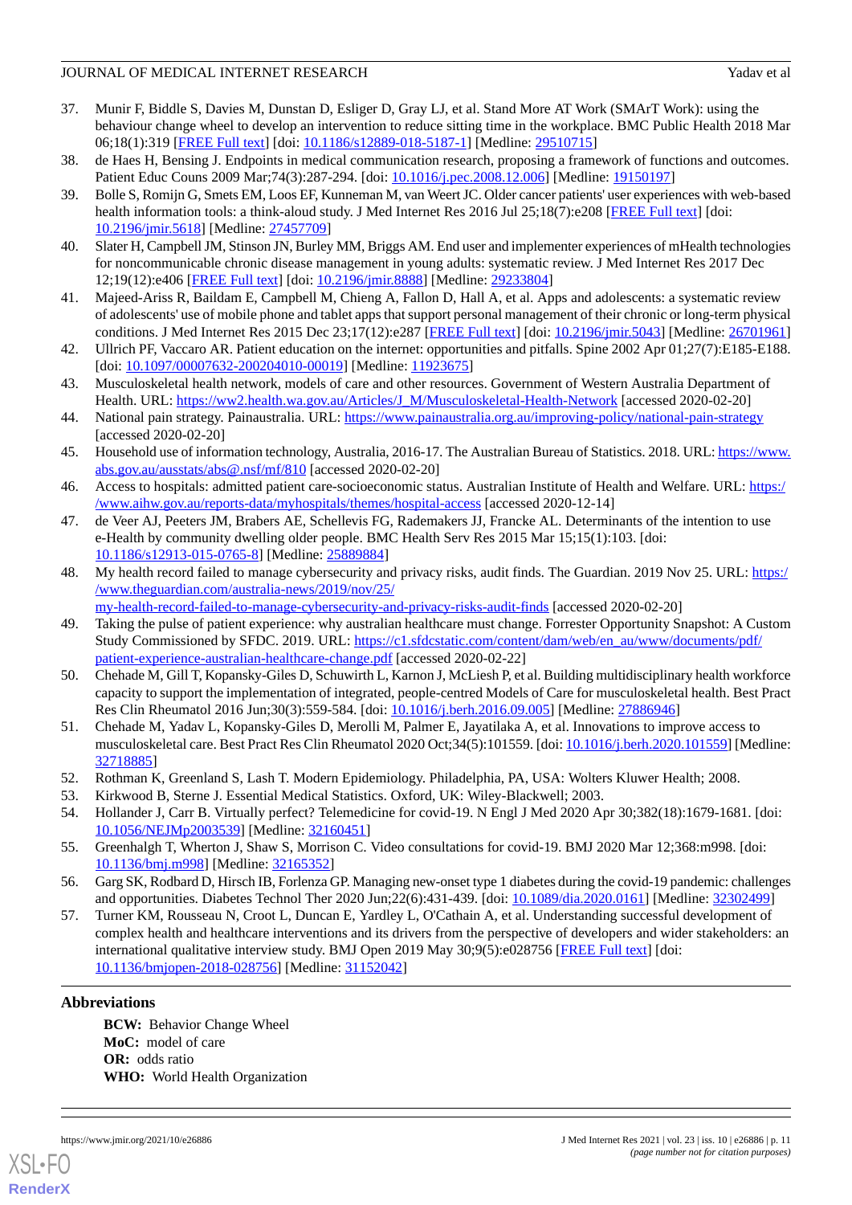37. Munir F, Biddle S, Davies M, Dunstan D, Esliger D, Gray LJ, et al. Stand More AT Work (SMArT Work): using the behaviour change wheel to develop an intervention to reduce sitting time in the workplace. BMC Public Health 2018 Mar 06;18(1):319 [FREE Full text] [doi: 10.1186/s12889-018-5187-1] [Medline: 29510715]
38. de Haes H, Bensing J. Endpoints in medical communication research, proposing a framework of functions and outcomes. Patient Educ Couns 2009 Mar;74(3):287-294. [doi: 10.1016/j.pec.2008.12.006] [Medline: 19150197]
39. Bolle S, Romijn G, Smets EM, Loos EF, Kunneman M, van Weert JC. Older cancer patients' user experiences with web-based health information tools: a think-aloud study. J Med Internet Res 2016 Jul 25;18(7):e208 [FREE Full text] [doi: 10.2196/jmir.5618] [Medline: 27457709]
40. Slater H, Campbell JM, Stinson JN, Burley MM, Briggs AM. End user and implementer experiences of mHealth technologies for noncommunicable chronic disease management in young adults: systematic review. J Med Internet Res 2017 Dec 12;19(12):e406 [FREE Full text] [doi: 10.2196/jmir.8888] [Medline: 29233804]
41. Majeed-Ariss R, Baildam E, Campbell M, Chieng A, Fallon D, Hall A, et al. Apps and adolescents: a systematic review of adolescents' use of mobile phone and tablet apps that support personal management of their chronic or long-term physical conditions. J Med Internet Res 2015 Dec 23;17(12):e287 [FREE Full text] [doi: 10.2196/jmir.5043] [Medline: 26701961]
42. Ullrich PF, Vaccaro AR. Patient education on the internet: opportunities and pitfalls. Spine 2002 Apr 01;27(7):E185-E188. [doi: 10.1097/00007632-200204010-00019] [Medline: 11923675]
43. Musculoskeletal health network, models of care and other resources. Government of Western Australia Department of Health. URL: https://ww2.health.wa.gov.au/Articles/J_M/Musculoskeletal-Health-Network [accessed 2020-02-20]
44. National pain strategy. Painaustralia. URL: https://www.painaustralia.org.au/improving-policy/national-pain-strategy [accessed 2020-02-20]
45. Household use of information technology, Australia, 2016-17. The Australian Bureau of Statistics. 2018. URL: https://www.abs.gov.au/ausstats/abs@.nsf/mf/810 [accessed 2020-02-20]
46. Access to hospitals: admitted patient care-socioeconomic status. Australian Institute of Health and Welfare. URL: https://www.aihw.gov.au/reports-data/myhospitals/themes/hospital-access [accessed 2020-12-14]
47. de Veer AJ, Peeters JM, Brabers AE, Schellevis FG, Rademakers JJ, Francke AL. Determinants of the intention to use e-Health by community dwelling older people. BMC Health Serv Res 2015 Mar 15;15(1):103. [doi: 10.1186/s12913-015-0765-8] [Medline: 25889884]
48. My health record failed to manage cybersecurity and privacy risks, audit finds. The Guardian. 2019 Nov 25. URL: https://www.theguardian.com/australia-news/2019/nov/25/my-health-record-failed-to-manage-cybersecurity-and-privacy-risks-audit-finds [accessed 2020-02-20]
49. Taking the pulse of patient experience: why australian healthcare must change. Forrester Opportunity Snapshot: A Custom Study Commissioned by SFDC. 2019. URL: https://c1.sfdcstatic.com/content/dam/web/en_au/www/documents/pdf/patient-experience-australian-healthcare-change.pdf [accessed 2020-02-22]
50. Chehade M, Gill T, Kopansky-Giles D, Schuwirth L, Karnon J, McLiesh P, et al. Building multidisciplinary health workforce capacity to support the implementation of integrated, people-centred Models of Care for musculoskeletal health. Best Pract Res Clin Rheumatol 2016 Jun;30(3):559-584. [doi: 10.1016/j.berh.2016.09.005] [Medline: 27886946]
51. Chehade M, Yadav L, Kopansky-Giles D, Merolli M, Palmer E, Jayatilaka A, et al. Innovations to improve access to musculoskeletal care. Best Pract Res Clin Rheumatol 2020 Oct;34(5):101559. [doi: 10.1016/j.berh.2020.101559] [Medline: 32718885]
52. Rothman K, Greenland S, Lash T. Modern Epidemiology. Philadelphia, PA, USA: Wolters Kluwer Health; 2008.
53. Kirkwood B, Sterne J. Essential Medical Statistics. Oxford, UK: Wiley-Blackwell; 2003.
54. Hollander J, Carr B. Virtually perfect? Telemedicine for covid-19. N Engl J Med 2020 Apr 30;382(18):1679-1681. [doi: 10.1056/NEJMp2003539] [Medline: 32160451]
55. Greenhalgh T, Wherton J, Shaw S, Morrison C. Video consultations for covid-19. BMJ 2020 Mar 12;368:m998. [doi: 10.1136/bmj.m998] [Medline: 32165352]
56. Garg SK, Rodbard D, Hirsch IB, Forlenza GP. Managing new-onset type 1 diabetes during the covid-19 pandemic: challenges and opportunities. Diabetes Technol Ther 2020 Jun;22(6):431-439. [doi: 10.1089/dia.2020.0161] [Medline: 32302499]
57. Turner KM, Rousseau N, Croot L, Duncan E, Yardley L, O'Cathain A, et al. Understanding successful development of complex health and healthcare interventions and its drivers from the perspective of developers and wider stakeholders: an international qualitative interview study. BMJ Open 2019 May 30;9(5):e028756 [FREE Full text] [doi: 10.1136/bmjopen-2018-028756] [Medline: 31152042]

## Abbreviations

**BCW:** Behavior Change Wheel
**MoC:** model of care
**OR:** odds ratio
**WHO:** World Health Organization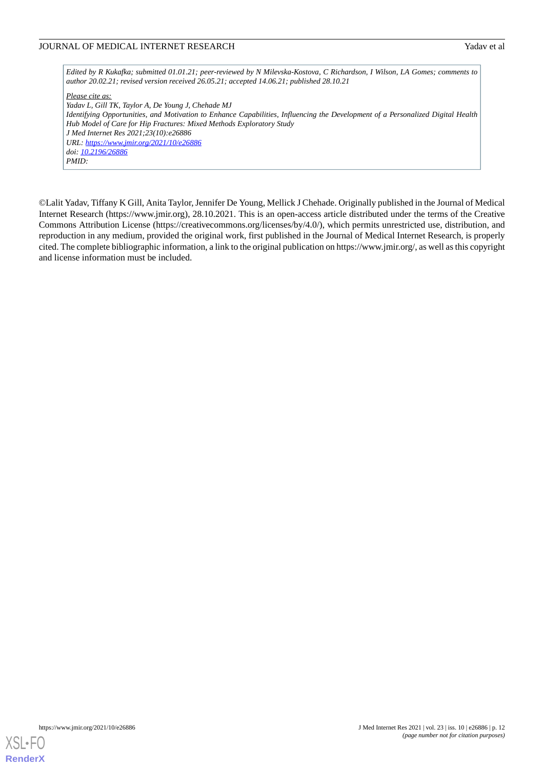*Edited by R Kukafka; submitted 01.01.21; peer-reviewed by N Milevska-Kostova, C Richardson, I Wilson, LA Gomes; comments to author 20.02.21; revised version received 26.05.21; accepted 14.06.21; published 28.10.21*

*Please cite as:*
*Yadav L, Gill TK, Taylor A, De Young J, Chehade MJ*
*Identifying Opportunities, and Motivation to Enhance Capabilities, Influencing the Development of a Personalized Digital Health Hub Model of Care for Hip Fractures: Mixed Methods Exploratory Study*
*J Med Internet Res 2021;23(10):e26886*
*URL: https://www.jmir.org/2021/10/e26886*
*doi: 10.2196/26886*
*PMID:*

©Lalit Yadav, Tiffany K Gill, Anita Taylor, Jennifer De Young, Mellick J Chehade. Originally published in the Journal of Medical Internet Research (https://www.jmir.org), 28.10.2021. This is an open-access article distributed under the terms of the Creative Commons Attribution License (https://creativecommons.org/licenses/by/4.0/), which permits unrestricted use, distribution, and reproduction in any medium, provided the original work, first published in the Journal of Medical Internet Research, is properly cited. The complete bibliographic information, a link to the original publication on https://www.jmir.org/, as well as this copyright and license information must be included.